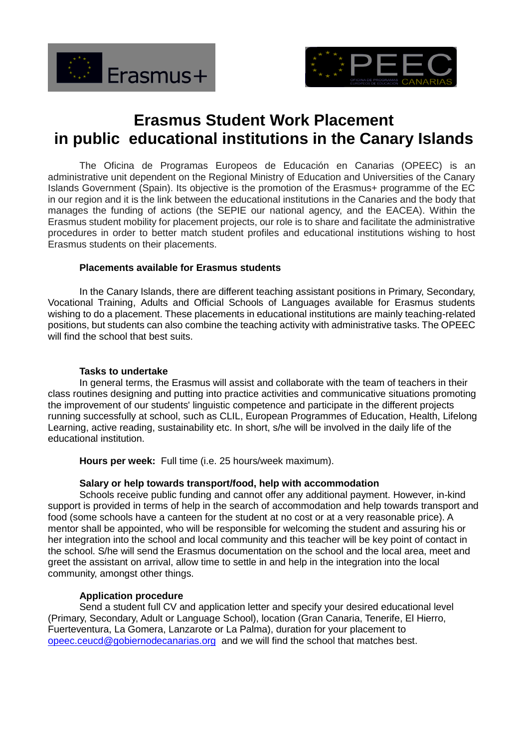# Erasmus Student Work Placement in public educational institutions in the Canary Islands

The Oficina de Programas Europeos de Educación en Canarias (OPEEC) is an administrative unit dependent on the Regional Ministry of Education and Universities of the Canary Islands Government (Spain). Its objective is the promotion of the Erasmus+ programme of the EC in our region and it is the link between the educational institutions in the Canaries and the body that manages the funding of actions (the SEPIE our national agency, and the EACEA). Within the Erasmus student mobility for placement projects, our role is to share and facilitate the administrative procedures in order to better match student profiles and educational institutions wishing to host Erasmus students on their placements.

**Placements available for Erasmus students**

In the Canary Islands, there are different teaching assistant positions in Primary, Secondary, Vocational Training, Adults and Official Schools of Languages available for Erasmus students wishing to do a placement. These placements in educational institutions are mainly teaching-related positions, but students can also combine the teaching activity with administrative tasks. The OPEEC will find the school that best suits.

**Tasks to undertake**

In general terms, the Erasmus will assist and collaborate with the team of teachers in their class routines designing and putting into practice activities and communicative situations promoting the improvement of our students' linguistic competence and participate in the different projects running successfully at school, such as CLIL, European Programmes of Education, Health, Lifelong Learning, active reading, sustainability etc. In short, s/he will be involved in the daily life of the educational institution.

**Hours per week:** Full time (i.e. 25 hours/week maximum).

**Salary or help towards transport/food, help with accommodation**

Schools receive public funding and cannot offer any additional payment. However, in-kind support is provided in terms of help in the search of accommodation and help towards transport and food (some schools have a canteen for the student at no cost or at a very reasonable price). A mentor shall be appointed, who will be responsible for welcoming the student and assuring his or her integration into the school and local community and this teacher will be key point of contact in the school. S/he will send the Erasmus documentation on the school and the local area, meet and greet the assistant on arrival, allow time to settle in and help in the integration into the local community, amongst other things.

**Application procedure**

Send a student full CV and application letter and specify your desired educational level (Primary, Secondary, Adult or Language School), location (Gran Canaria, Tenerife, El Hierro, Fuerteventura, La Gomera, Lanzarote or La Palma), duration for your placement to opeec.ceucd@gobiernodecanarias.org and we will find the school that matches best.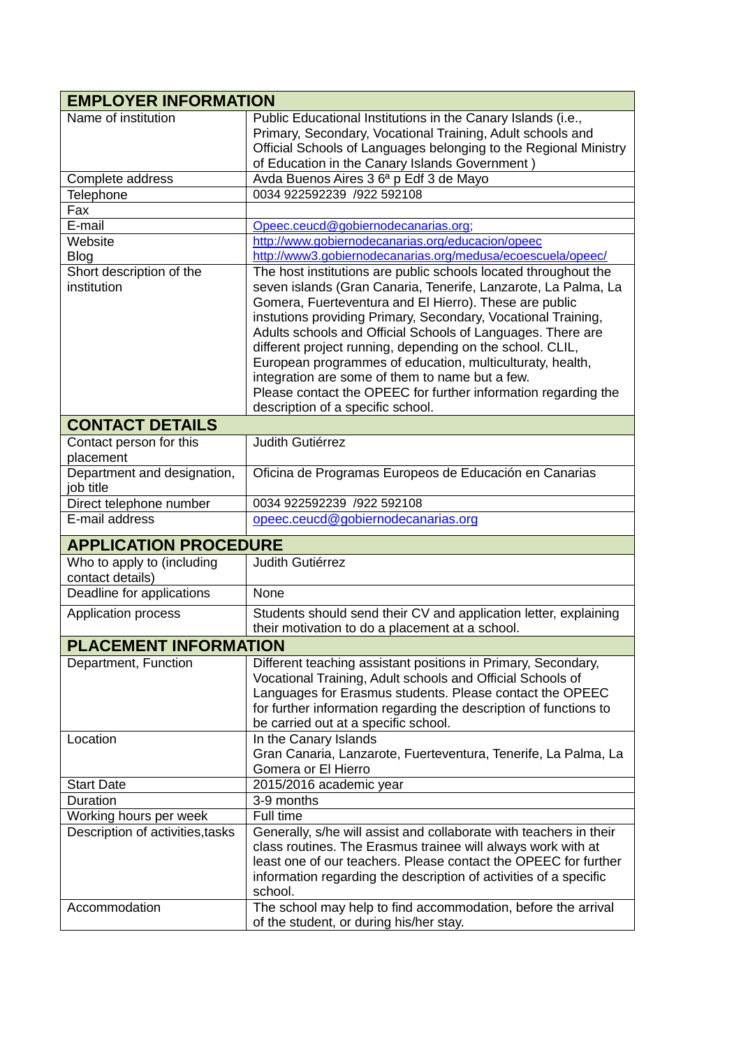| **EMPLOYER INFORMATION** | |
|---|---|
| Name of institution | Public Educational Institutions in the Canary Islands (i.e., Primary, Secondary, Vocational Training, Adult schools and Official Schools of Languages belonging to the Regional Ministry of Education in the Canary Islands Government ) |
| Complete address | Avda Buenos Aires 3 6ª p Edf 3 de Mayo |
| Telephone | 0034 922592239 /922 592108 |
| Fax | |
| E-mail | Opeec.ceucd@gobiernodecanarias.org; |
| Website<br>Blog | http://www.gobiernodecanarias.org/educacion/opeec<br>http://www3.gobiernodecanarias.org/medusa/ecoescuela/opeec/ |
| Short description of the institution | The host institutions are public schools located throughout the seven islands (Gran Canaria, Tenerife, Lanzarote, La Palma, La Gomera, Fuerteventura and El Hierro). These are public instutions providing Primary, Secondary, Vocational Training, Adults schools and Official Schools of Languages. There are different project running, depending on the school. CLIL, European programmes of education, multiculturaty, health, integration are some of them to name but a few.<br>Please contact the OPEEC for further information regarding the description of a specific school. |
| **CONTACT DETAILS** | |
| Contact person for this placement | Judith Gutiérrez |
| Department and designation, job title | Oficina de Programas Europeos de Educación en Canarias |
| Direct telephone number | 0034 922592239 /922 592108 |
| E-mail address | opeec.ceucd@gobiernodecanarias.org |
| **APPLICATION PROCEDURE** | |
| Who to apply to (including contact details) | Judith Gutiérrez |
| Deadline for applications | None |
| Application process | Students should send their CV and application letter, explaining their motivation to do a placement at a school. |
| **PLACEMENT INFORMATION** | |
| Department, Function | Different teaching assistant positions in Primary, Secondary, Vocational Training, Adult schools and Official Schools of Languages for Erasmus students. Please contact the OPEEC for further information regarding the description of functions to be carried out at a specific school. |
| Location | In the Canary Islands<br>Gran Canaria, Lanzarote, Fuerteventura, Tenerife, La Palma, La Gomera or El Hierro |
| Start Date | 2015/2016 academic year |
| Duration | 3-9 months |
| Working hours per week | Full time |
| Description of activities,tasks | Generally, s/he will assist and collaborate with teachers in their class routines. The Erasmus trainee will always work with at least one of our teachers. Please contact the OPEEC for further information regarding the description of activities of a specific school. |
| Accommodation | The school may help to find accommodation, before the arrival of the student, or during his/her stay. |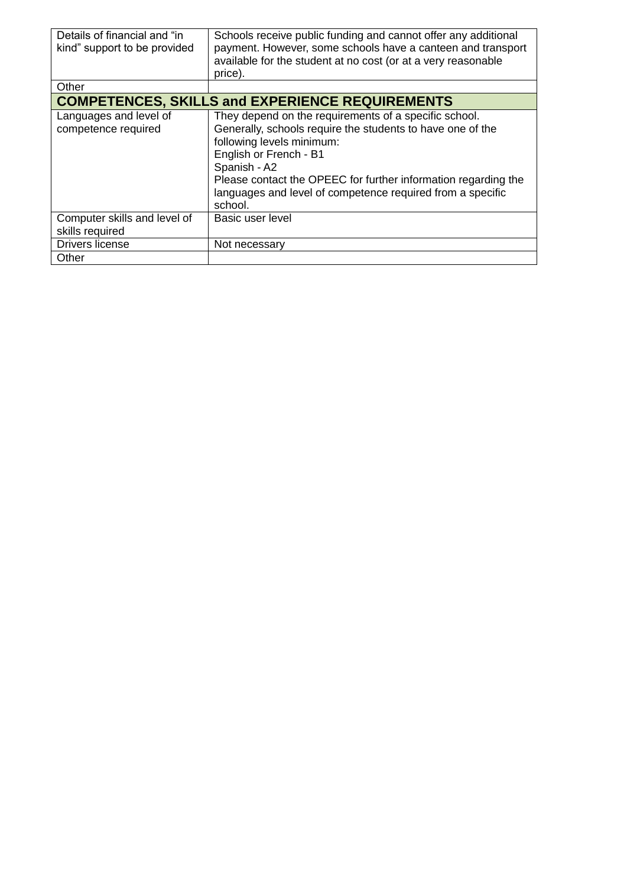| | |
|---|---|
| Details of financial and "in kind" support to be provided | Schools receive public funding and cannot offer any additional payment. However, some schools have a canteen and transport available for the student at no cost (or at a very reasonable price). |
| Other | |
| **COMPETENCES, SKILLS and EXPERIENCE REQUIREMENTS** | |
| Languages and level of competence required | They depend on the requirements of a specific school. Generally, schools require the students to have one of the following levels minimum:<br>English or French - B1<br>Spanish - A2<br>Please contact the OPEEC for further information regarding the languages and level of competence required from a specific school. |
| Computer skills and level of skills required | Basic user level |
| Drivers license | Not necessary |
| Other | |